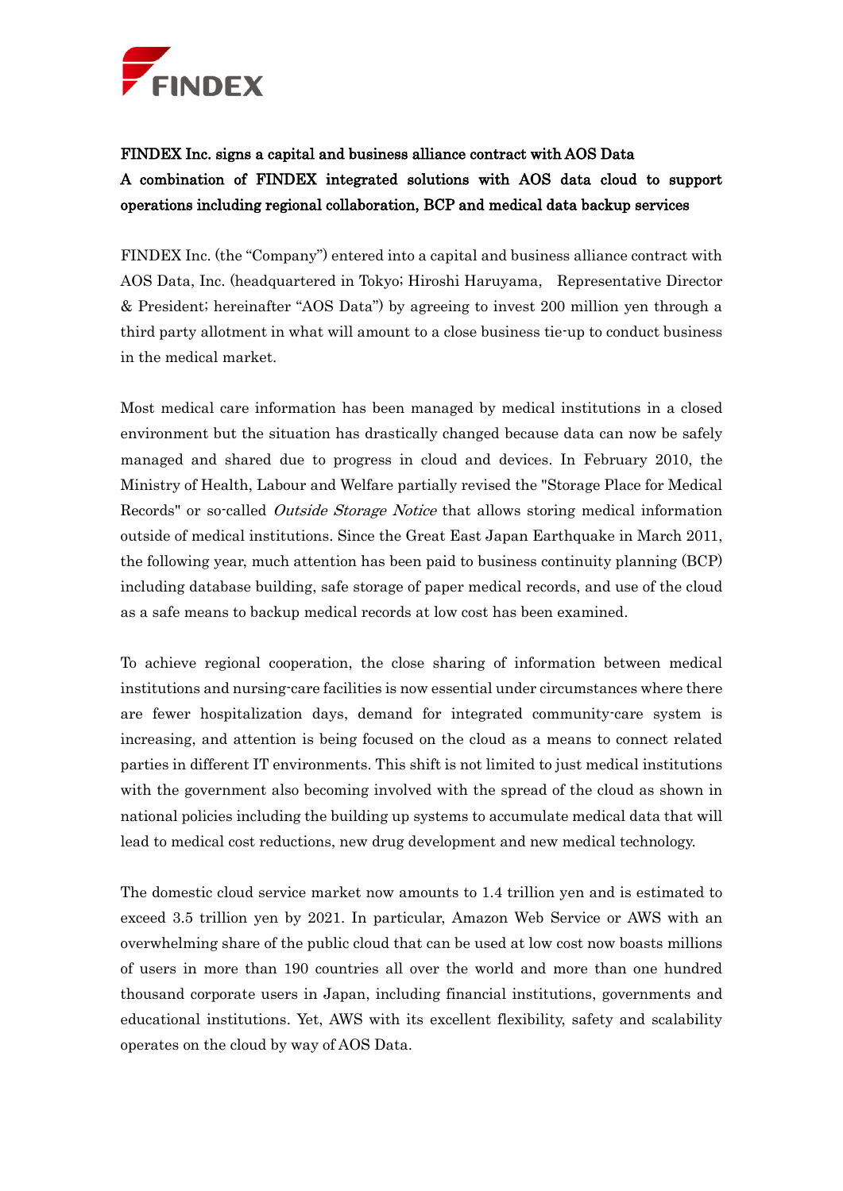FINDEX

**FINDEX Inc. signs a capital and business alliance contract with AOS Data**
**A combination of FINDEX integrated solutions with AOS data cloud to support operations including regional collaboration, BCP and medical data backup services**

FINDEX Inc. (the "Company") entered into a capital and business alliance contract with AOS Data, Inc. (headquartered in Tokyo; Hiroshi Haruyama, Representative Director & President; hereinafter "AOS Data") by agreeing to invest 200 million yen through a third party allotment in what will amount to a close business tie-up to conduct business in the medical market.

Most medical care information has been managed by medical institutions in a closed environment but the situation has drastically changed because data can now be safely managed and shared due to progress in cloud and devices. In February 2010, the Ministry of Health, Labour and Welfare partially revised the "Storage Place for Medical Records" or so-called *Outside Storage Notice* that allows storing medical information outside of medical institutions. Since the Great East Japan Earthquake in March 2011, the following year, much attention has been paid to business continuity planning (BCP) including database building, safe storage of paper medical records, and use of the cloud as a safe means to backup medical records at low cost has been examined.

To achieve regional cooperation, the close sharing of information between medical institutions and nursing-care facilities is now essential under circumstances where there are fewer hospitalization days, demand for integrated community-care system is increasing, and attention is being focused on the cloud as a means to connect related parties in different IT environments. This shift is not limited to just medical institutions with the government also becoming involved with the spread of the cloud as shown in national policies including the building up systems to accumulate medical data that will lead to medical cost reductions, new drug development and new medical technology.

The domestic cloud service market now amounts to 1.4 trillion yen and is estimated to exceed 3.5 trillion yen by 2021. In particular, Amazon Web Service or AWS with an overwhelming share of the public cloud that can be used at low cost now boasts millions of users in more than 190 countries all over the world and more than one hundred thousand corporate users in Japan, including financial institutions, governments and educational institutions. Yet, AWS with its excellent flexibility, safety and scalability operates on the cloud by way of AOS Data.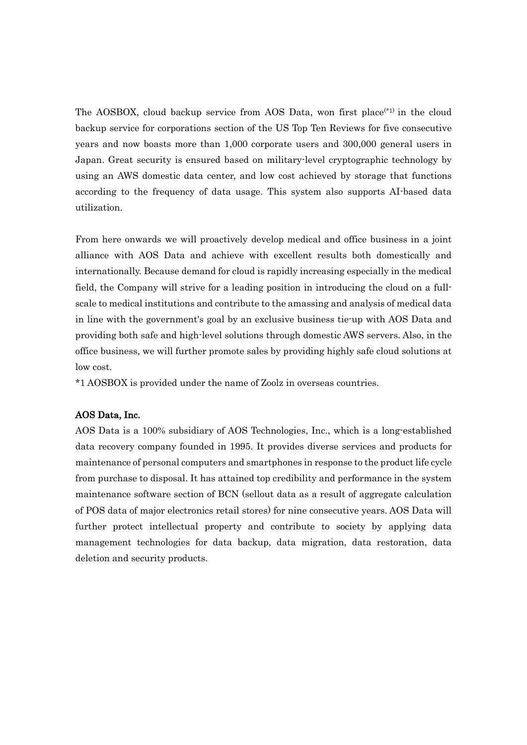The AOSBOX, cloud backup service from AOS Data, won first place(*1) in the cloud backup service for corporations section of the US Top Ten Reviews for five consecutive years and now boasts more than 1,000 corporate users and 300,000 general users in Japan. Great security is ensured based on military-level cryptographic technology by using an AWS domestic data center, and low cost achieved by storage that functions according to the frequency of data usage. This system also supports AI-based data utilization.

From here onwards we will proactively develop medical and office business in a joint alliance with AOS Data and achieve with excellent results both domestically and internationally. Because demand for cloud is rapidly increasing especially in the medical field, the Company will strive for a leading position in introducing the cloud on a full-scale to medical institutions and contribute to the amassing and analysis of medical data in line with the government's goal by an exclusive business tie-up with AOS Data and providing both safe and high-level solutions through domestic AWS servers. Also, in the office business, we will further promote sales by providing highly safe cloud solutions at low cost.

*1 AOSBOX is provided under the name of Zoolz in overseas countries.

**AOS Data, Inc.**

AOS Data is a 100% subsidiary of AOS Technologies, Inc., which is a long-established data recovery company founded in 1995. It provides diverse services and products for maintenance of personal computers and smartphones in response to the product life cycle from purchase to disposal. It has attained top credibility and performance in the system maintenance software section of BCN (sellout data as a result of aggregate calculation of POS data of major electronics retail stores) for nine consecutive years. AOS Data will further protect intellectual property and contribute to society by applying data management technologies for data backup, data migration, data restoration, data deletion and security products.